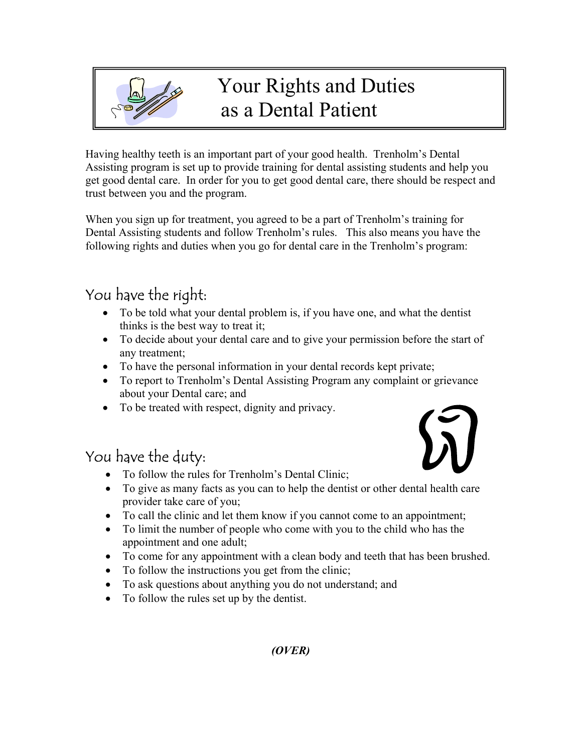# Your Rights and Duties as a Dental Patient

Having healthy teeth is an important part of your good health. Trenholm's Dental Assisting program is set up to provide training for dental assisting students and help you get good dental care. In order for you to get good dental care, there should be respect and trust between you and the program.

When you sign up for treatment, you agreed to be a part of Trenholm's training for Dental Assisting students and follow Trenholm's rules. This also means you have the following rights and duties when you go for dental care in the Trenholm's program:

## You have the right:

- To be told what your dental problem is, if you have one, and what the dentist thinks is the best way to treat it;
- To decide about your dental care and to give your permission before the start of any treatment;
- To have the personal information in your dental records kept private;
- To report to Trenholm's Dental Assisting Program any complaint or grievance about your Dental care; and
- To be treated with respect, dignity and privacy.

## You have the duty:

- To follow the rules for Trenholm's Dental Clinic;
- To give as many facts as you can to help the dentist or other dental health care provider take care of you;
- To call the clinic and let them know if you cannot come to an appointment;
- To limit the number of people who come with you to the child who has the appointment and one adult;
- To come for any appointment with a clean body and teeth that has been brushed.
- To follow the instructions you get from the clinic;
- To ask questions about anything you do not understand; and
- To follow the rules set up by the dentist.

***(OVER)***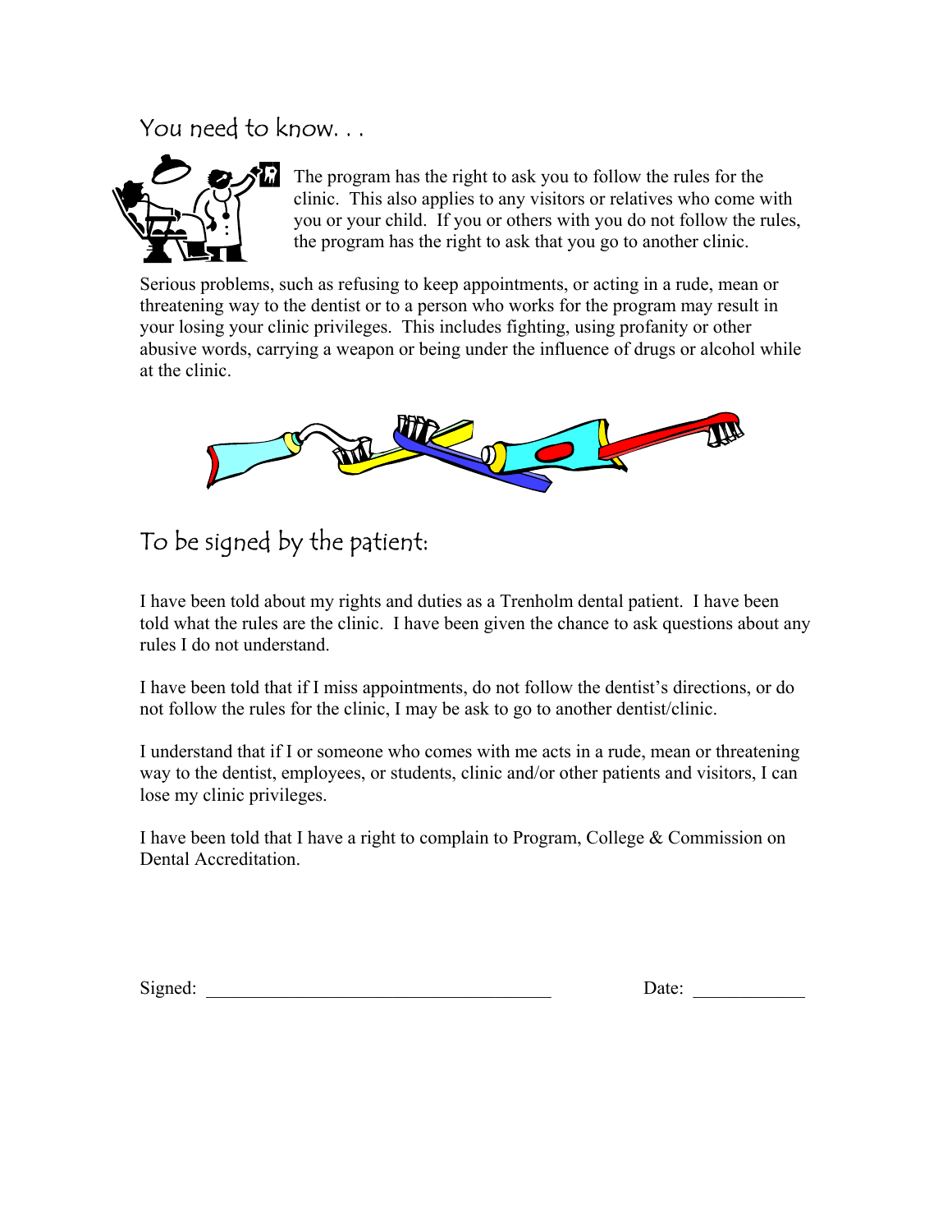## You need to know. . .

The program has the right to ask you to follow the rules for the clinic. This also applies to any visitors or relatives who come with you or your child. If you or others with you do not follow the rules, the program has the right to ask that you go to another clinic.

Serious problems, such as refusing to keep appointments, or acting in a rude, mean or threatening way to the dentist or to a person who works for the program may result in your losing your clinic privileges. This includes fighting, using profanity or other abusive words, carrying a weapon or being under the influence of drugs or alcohol while at the clinic.

## To be signed by the patient:

I have been told about my rights and duties as a Trenholm dental patient. I have been told what the rules are the clinic. I have been given the chance to ask questions about any rules I do not understand.

I have been told that if I miss appointments, do not follow the dentist's directions, or do not follow the rules for the clinic, I may be ask to go to another dentist/clinic.

I understand that if I or someone who comes with me acts in a rude, mean or threatening way to the dentist, employees, or students, clinic and/or other patients and visitors, I can lose my clinic privileges.

I have been told that I have a right to complain to Program, College & Commission on Dental Accreditation.

Signed: ____________________________________ Date: ____________